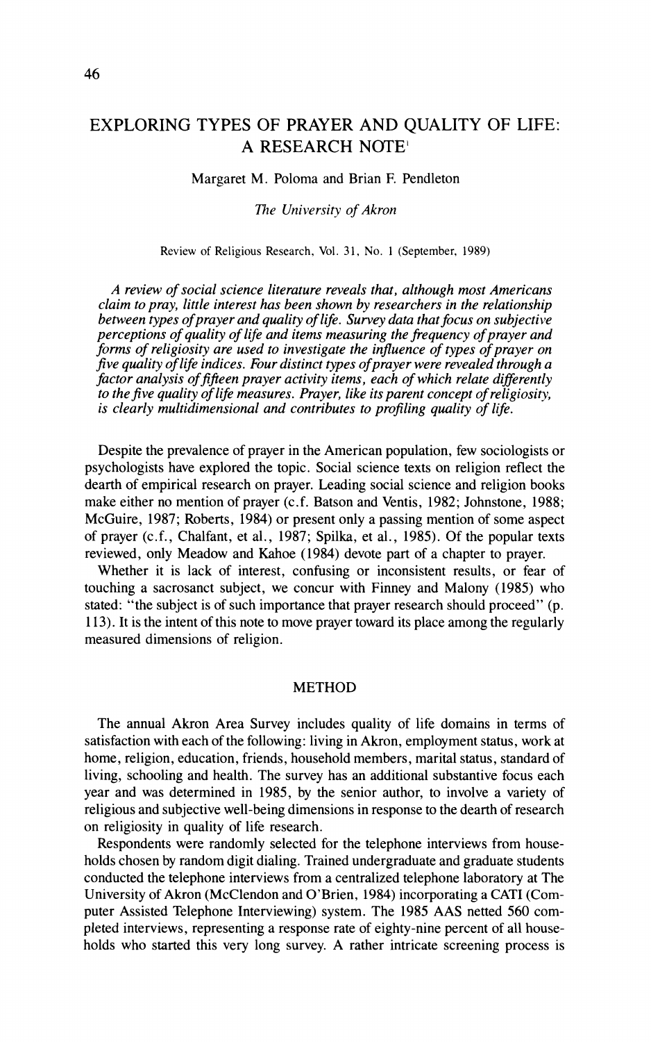# EXPLORING TYPES OF PRAYER AND QUALITY OF LIFE: A RESEARCH NOTE[1]

Margaret M. Poloma and Brian F. Pendleton

*The University of Akron*

Review of Religious Research, Vol. 31, No. 1 (September, 1989)

*A review of social science literature reveals that, although most Americans claim to pray, little interest has been shown by researchers in the relationship between types of prayer and quality of life. Survey data that focus on subjective perceptions of quality of life and items measuring the frequency of prayer and forms of religiosity are used to investigate the influence of types of prayer on five quality of life indices. Four distinct types of prayer were revealed through a factor analysis of fifteen prayer activity items, each of which relate differently to the five quality of life measures. Prayer, like its parent concept of religiosity, is clearly multidimensional and contributes to profiling quality of life.*

Despite the prevalence of prayer in the American population, few sociologists or psychologists have explored the topic. Social science texts on religion reflect the dearth of empirical research on prayer. Leading social science and religion books make either no mention of prayer (c.f. Batson and Ventis, 1982; Johnstone, 1988; McGuire, 1987; Roberts, 1984) or present only a passing mention of some aspect of prayer (c.f., Chalfant, et al., 1987; Spilka, et al., 1985). Of the popular texts reviewed, only Meadow and Kahoe (1984) devote part of a chapter to prayer.

Whether it is lack of interest, confusing or inconsistent results, or fear of touching a sacrosanct subject, we concur with Finney and Malony (1985) who stated: "the subject is of such importance that prayer research should proceed" (p. 113). It is the intent of this note to move prayer toward its place among the regularly measured dimensions of religion.

## METHOD

The annual Akron Area Survey includes quality of life domains in terms of satisfaction with each of the following: living in Akron, employment status, work at home, religion, education, friends, household members, marital status, standard of living, schooling and health. The survey has an additional substantive focus each year and was determined in 1985, by the senior author, to involve a variety of religious and subjective well-being dimensions in response to the dearth of research on religiosity in quality of life research.

Respondents were randomly selected for the telephone interviews from households chosen by random digit dialing. Trained undergraduate and graduate students conducted the telephone interviews from a centralized telephone laboratory at The University of Akron (McClendon and O'Brien, 1984) incorporating a CATI (Computer Assisted Telephone Interviewing) system. The 1985 AAS netted 560 completed interviews, representing a response rate of eighty-nine percent of all households who started this very long survey. A rather intricate screening process is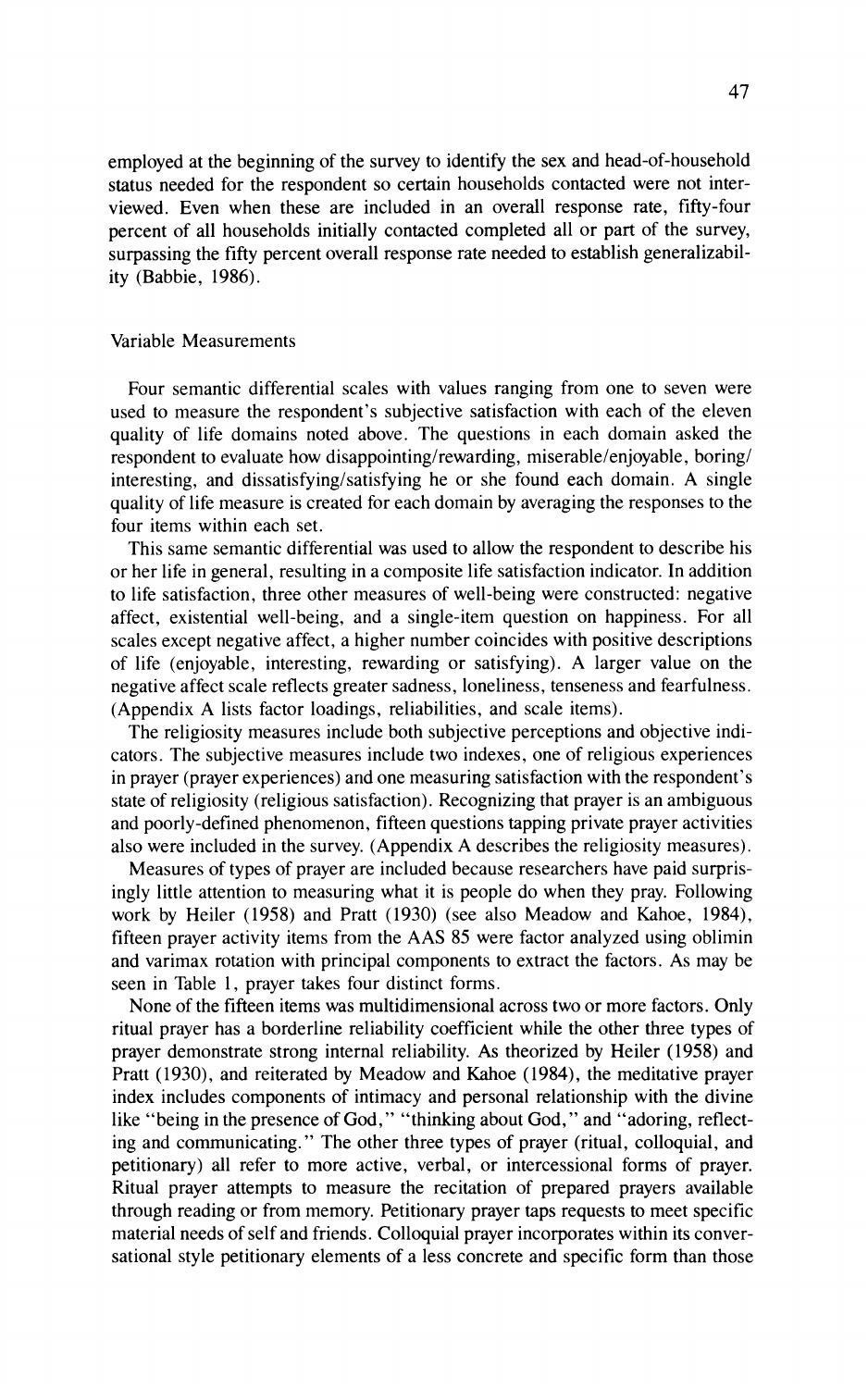employed at the beginning of the survey to identify the sex and head-of-household status needed for the respondent so certain households contacted were not interviewed. Even when these are included in an overall response rate, fifty-four percent of all households initially contacted completed all or part of the survey, surpassing the fifty percent overall response rate needed to establish generalizability (Babbie, 1986).

## Variable Measurements

Four semantic differential scales with values ranging from one to seven were used to measure the respondent's subjective satisfaction with each of the eleven quality of life domains noted above. The questions in each domain asked the respondent to evaluate how disappointing/rewarding, miserable/enjoyable, boring/interesting, and dissatisfying/satisfying he or she found each domain. A single quality of life measure is created for each domain by averaging the responses to the four items within each set.

This same semantic differential was used to allow the respondent to describe his or her life in general, resulting in a composite life satisfaction indicator. In addition to life satisfaction, three other measures of well-being were constructed: negative affect, existential well-being, and a single-item question on happiness. For all scales except negative affect, a higher number coincides with positive descriptions of life (enjoyable, interesting, rewarding or satisfying). A larger value on the negative affect scale reflects greater sadness, loneliness, tenseness and fearfulness. (Appendix A lists factor loadings, reliabilities, and scale items).

The religiosity measures include both subjective perceptions and objective indicators. The subjective measures include two indexes, one of religious experiences in prayer (prayer experiences) and one measuring satisfaction with the respondent's state of religiosity (religious satisfaction). Recognizing that prayer is an ambiguous and poorly-defined phenomenon, fifteen questions tapping private prayer activities also were included in the survey. (Appendix A describes the religiosity measures).

Measures of types of prayer are included because researchers have paid surprisingly little attention to measuring what it is people do when they pray. Following work by Heiler (1958) and Pratt (1930) (see also Meadow and Kahoe, 1984), fifteen prayer activity items from the AAS 85 were factor analyzed using oblimin and varimax rotation with principal components to extract the factors. As may be seen in Table 1, prayer takes four distinct forms.

None of the fifteen items was multidimensional across two or more factors. Only ritual prayer has a borderline reliability coefficient while the other three types of prayer demonstrate strong internal reliability. As theorized by Heiler (1958) and Pratt (1930), and reiterated by Meadow and Kahoe (1984), the meditative prayer index includes components of intimacy and personal relationship with the divine like "being in the presence of God," "thinking about God," and "adoring, reflecting and communicating." The other three types of prayer (ritual, colloquial, and petitionary) all refer to more active, verbal, or intercessional forms of prayer. Ritual prayer attempts to measure the recitation of prepared prayers available through reading or from memory. Petitionary prayer taps requests to meet specific material needs of self and friends. Colloquial prayer incorporates within its conversational style petitionary elements of a less concrete and specific form than those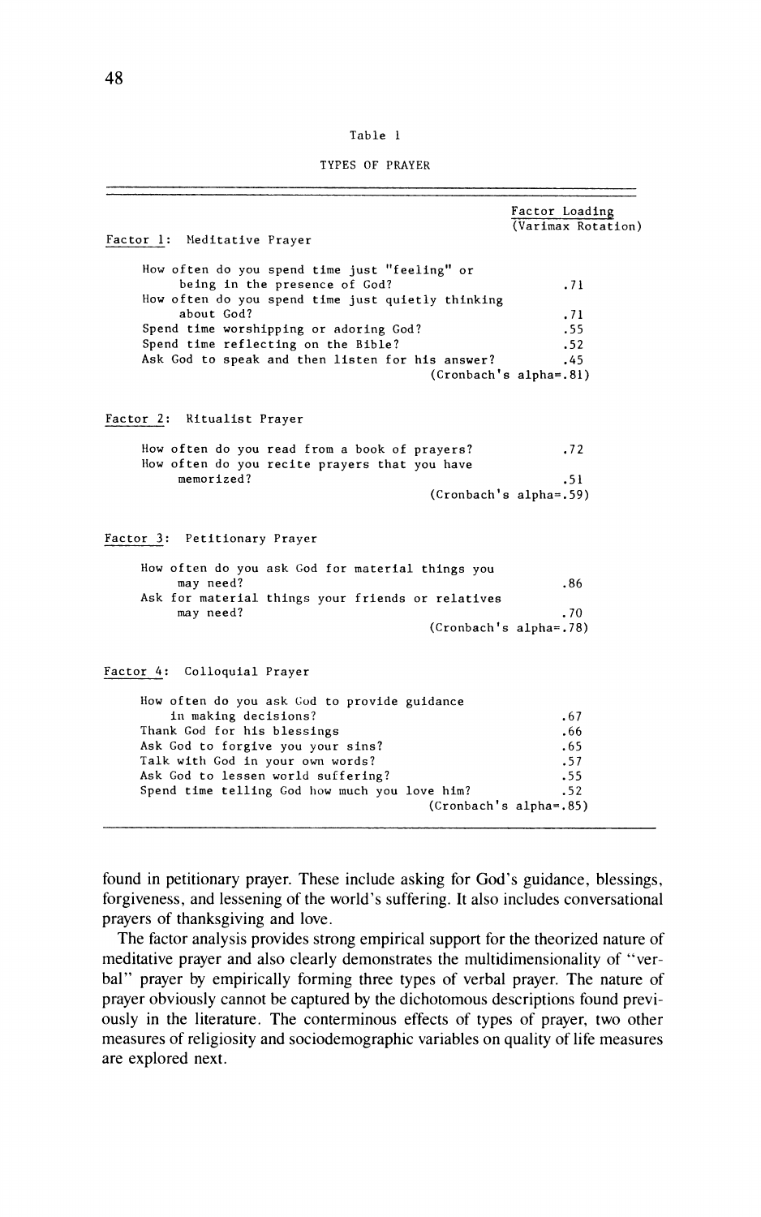Table 1

TYPES OF PRAYER

| | Factor Loading (Varimax Rotation) |
|---|---|
| **Factor 1: Meditative Prayer** | |
| How often do you spend time just "feeling" or being in the presence of God? | .71 |
| How often do you spend time just quietly thinking about God? | .71 |
| Spend time worshipping or adoring God? | .55 |
| Spend time reflecting on the Bible? | .52 |
| Ask God to speak and then listen for his answer? | .45 |
| | (Cronbach's alpha=.81) |
| **Factor 2: Ritualist Prayer** | |
| How often do you read from a book of prayers? | .72 |
| How often do you recite prayers that you have memorized? | .51 |
| | (Cronbach's alpha=.59) |
| **Factor 3: Petitionary Prayer** | |
| How often do you ask God for material things you may need? | .86 |
| Ask for material things your friends or relatives may need? | .70 |
| | (Cronbach's alpha=.78) |
| **Factor 4: Colloquial Prayer** | |
| How often do you ask God to provide guidance in making decisions? | .67 |
| Thank God for his blessings | .66 |
| Ask God to forgive you your sins? | .65 |
| Talk with God in your own words? | .57 |
| Ask God to lessen world suffering? | .55 |
| Spend time telling God how much you love him? | .52 |
| | (Cronbach's alpha=.85) |

found in petitionary prayer. These include asking for God's guidance, blessings, forgiveness, and lessening of the world's suffering. It also includes conversational prayers of thanksgiving and love.

The factor analysis provides strong empirical support for the theorized nature of meditative prayer and also clearly demonstrates the multidimensionality of "verbal" prayer by empirically forming three types of verbal prayer. The nature of prayer obviously cannot be captured by the dichotomous descriptions found previously in the literature. The conterminous effects of types of prayer, two other measures of religiosity and sociodemographic variables on quality of life measures are explored next.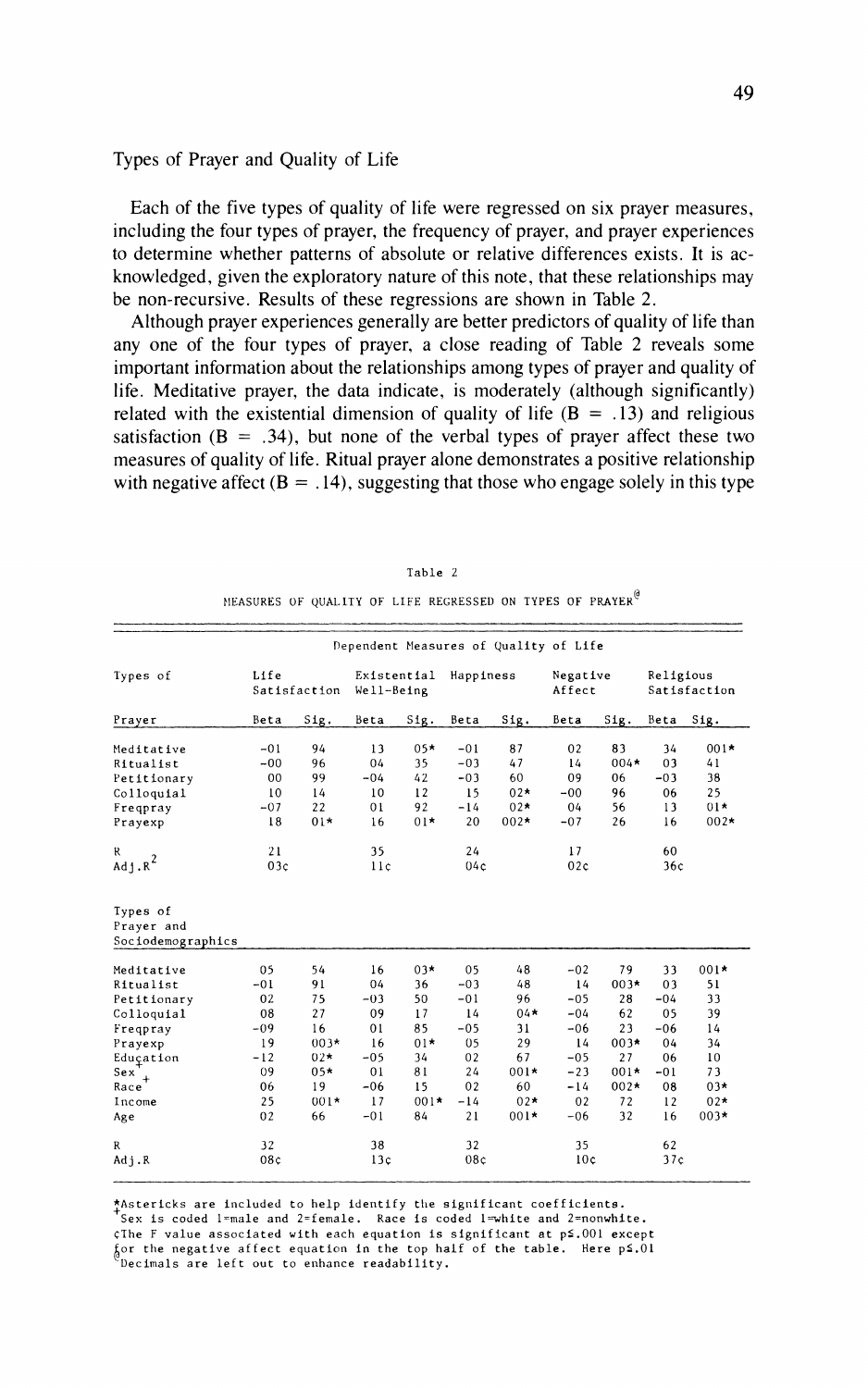## Types of Prayer and Quality of Life

Each of the five types of quality of life were regressed on six prayer measures, including the four types of prayer, the frequency of prayer, and prayer experiences to determine whether patterns of absolute or relative differences exists. It is acknowledged, given the exploratory nature of this note, that these relationships may be non-recursive. Results of these regressions are shown in Table 2.

Although prayer experiences generally are better predictors of quality of life than any one of the four types of prayer, a close reading of Table 2 reveals some important information about the relationships among types of prayer and quality of life. Meditative prayer, the data indicate, is moderately (although significantly) related with the existential dimension of quality of life (B = .13) and religious satisfaction (B = .34), but none of the verbal types of prayer affect these two measures of quality of life. Ritual prayer alone demonstrates a positive relationship with negative affect (B = .14), suggesting that those who engage solely in this type

Table 2

MEASURES OF QUALITY OF LIFE REGRESSED ON TYPES OF PRAYER[@]

| | Dependent Measures of Quality of Life | | | | | | | | | |
|---|---|---|---|---|---|---|---|---|---|---|
| Types of | Life Satisfaction | | Existential Well-Being | | Happiness | | Negative Affect | | Religious Satisfaction | |
| Prayer | Beta | Sig. | Beta | Sig. | Beta | Sig. | Beta | Sig. | Beta | Sig. |
| Meditative | -01 | 94 | 13 | 05* | -01 | 87 | 02 | 83 | 34 | 001* |
| Ritualist | -00 | 96 | 04 | 35 | -03 | 47 | 14 | 004* | 03 | 41 |
| Petitionary | 00 | 99 | -04 | 42 | -03 | 60 | 09 | 06 | -03 | 38 |
| Colloquial | 10 | 14 | 10 | 12 | 15 | 02* | -00 | 96 | 06 | 25 |
| Freqpray | -07 | 22 | 01 | 92 | -14 | 02* | 04 | 56 | 13 | 01* |
| Prayexp | 18 | 01* | 16 | 01* | 20 | 002* | -07 | 26 | 16 | 002* |
| R | 21 | | 35 | | 24 | | 17 | | 60 | |
| $Adj.R^2$ | 03¢ | | 11¢ | | 04¢ | | 02¢ | | 36¢ | |
| Types of Prayer and Sociodemographics | | | | | | | | | | |
| Meditative | 05 | 54 | 16 | 03* | 05 | 48 | -02 | 79 | 33 | 001* |
| Ritualist | -01 | 91 | 04 | 36 | -03 | 48 | 14 | 003* | 03 | 51 |
| Petitionary | 02 | 75 | -03 | 50 | -01 | 96 | -05 | 28 | -04 | 33 |
| Colloquial | 08 | 27 | 09 | 17 | 14 | 04* | -04 | 62 | 05 | 39 |
| Freqpray | -09 | 16 | 01 | 85 | -05 | 31 | -06 | 23 | -06 | 14 |
| Prayexp | 19 | 003* | 16 | 01* | 05 | 29 | 14 | 003* | 04 | 34 |
| Education | -12 | 02* | -05 | 34 | 02 | 67 | -05 | 27 | 06 | 10 |
| Sex[+] | 09 | 05* | 01 | 81 | 24 | 001* | -23 | 001* | -01 | 73 |
| Race[+] | 06 | 19 | -06 | 15 | 02 | 60 | -14 | 002* | 08 | 03* |
| Income | 25 | 001* | 17 | 001* | -14 | 02* | 02 | 72 | 12 | 02* |
| Age | 02 | 66 | -01 | 84 | 21 | 001* | -06 | 32 | 16 | 003* |
| R | 32 | | 38 | | 32 | | 35 | | 62 | |
| Adj.R | 08¢ | | 13¢ | | 08¢ | | 10¢ | | 37¢ | |

*Astericks are included to help identify the significant coefficients.
+Sex is coded 1=male and 2=female. Race is coded 1=white and 2=nonwhite.
¢The F value associated with each equation is significant at p≤.001 except for the negative affect equation in the top half of the table. Here p≤.01
@Decimals are left out to enhance readability.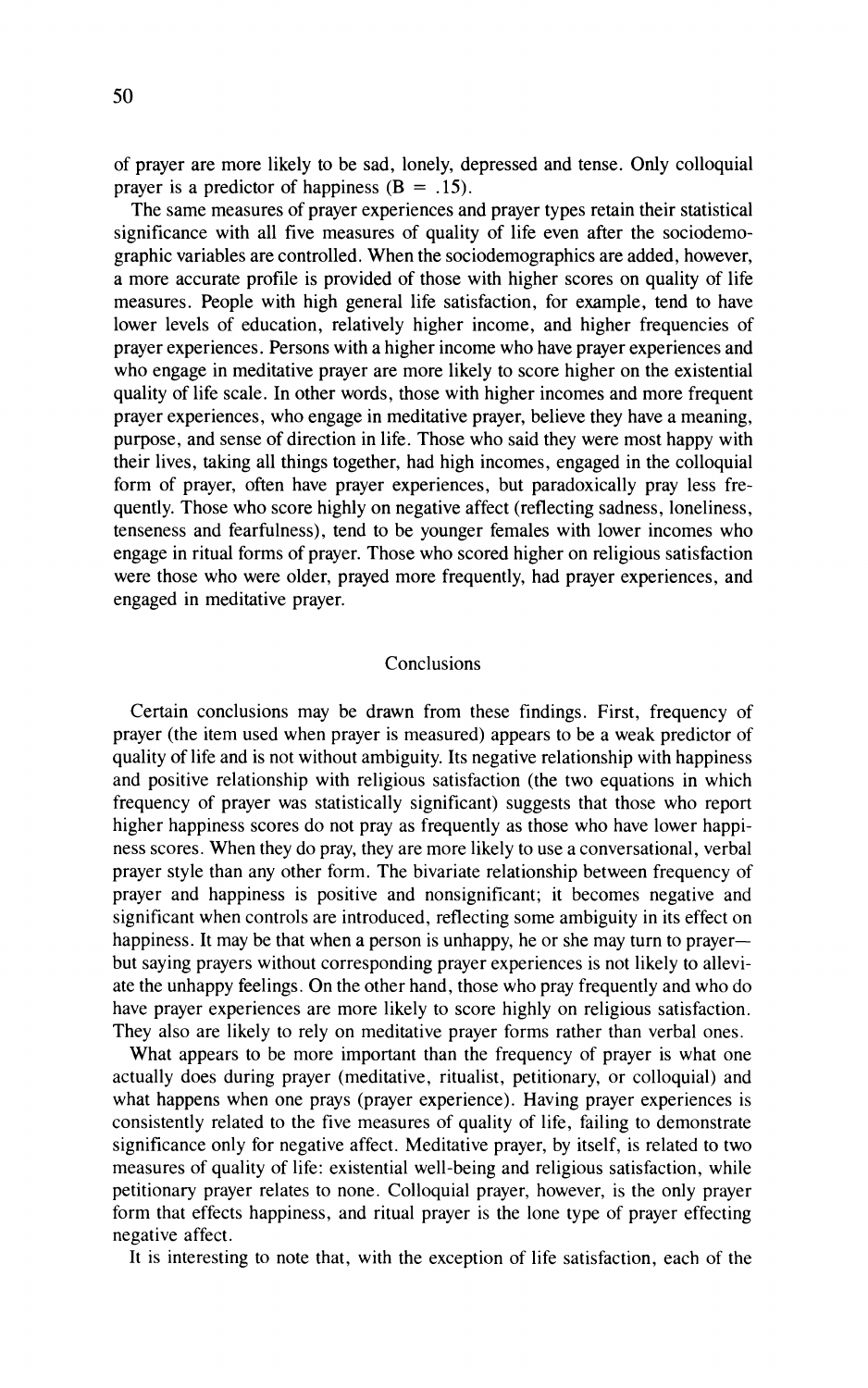of prayer are more likely to be sad, lonely, depressed and tense. Only colloquial prayer is a predictor of happiness ($B = .15$).

The same measures of prayer experiences and prayer types retain their statistical significance with all five measures of quality of life even after the sociodemographic variables are controlled. When the sociodemographics are added, however, a more accurate profile is provided of those with higher scores on quality of life measures. People with high general life satisfaction, for example, tend to have lower levels of education, relatively higher income, and higher frequencies of prayer experiences. Persons with a higher income who have prayer experiences and who engage in meditative prayer are more likely to score higher on the existential quality of life scale. In other words, those with higher incomes and more frequent prayer experiences, who engage in meditative prayer, believe they have a meaning, purpose, and sense of direction in life. Those who said they were most happy with their lives, taking all things together, had high incomes, engaged in the colloquial form of prayer, often have prayer experiences, but paradoxically pray less frequently. Those who score highly on negative affect (reflecting sadness, loneliness, tenseness and fearfulness), tend to be younger females with lower incomes who engage in ritual forms of prayer. Those who scored higher on religious satisfaction were those who were older, prayed more frequently, had prayer experiences, and engaged in meditative prayer.

## Conclusions

Certain conclusions may be drawn from these findings. First, frequency of prayer (the item used when prayer is measured) appears to be a weak predictor of quality of life and is not without ambiguity. Its negative relationship with happiness and positive relationship with religious satisfaction (the two equations in which frequency of prayer was statistically significant) suggests that those who report higher happiness scores do not pray as frequently as those who have lower happiness scores. When they do pray, they are more likely to use a conversational, verbal prayer style than any other form. The bivariate relationship between frequency of prayer and happiness is positive and nonsignificant; it becomes negative and significant when controls are introduced, reflecting some ambiguity in its effect on happiness. It may be that when a person is unhappy, he or she may turn to prayer—but saying prayers without corresponding prayer experiences is not likely to alleviate the unhappy feelings. On the other hand, those who pray frequently and who do have prayer experiences are more likely to score highly on religious satisfaction. They also are likely to rely on meditative prayer forms rather than verbal ones.

What appears to be more important than the frequency of prayer is what one actually does during prayer (meditative, ritualist, petitionary, or colloquial) and what happens when one prays (prayer experience). Having prayer experiences is consistently related to the five measures of quality of life, failing to demonstrate significance only for negative affect. Meditative prayer, by itself, is related to two measures of quality of life: existential well-being and religious satisfaction, while petitionary prayer relates to none. Colloquial prayer, however, is the only prayer form that effects happiness, and ritual prayer is the lone type of prayer effecting negative affect.

It is interesting to note that, with the exception of life satisfaction, each of the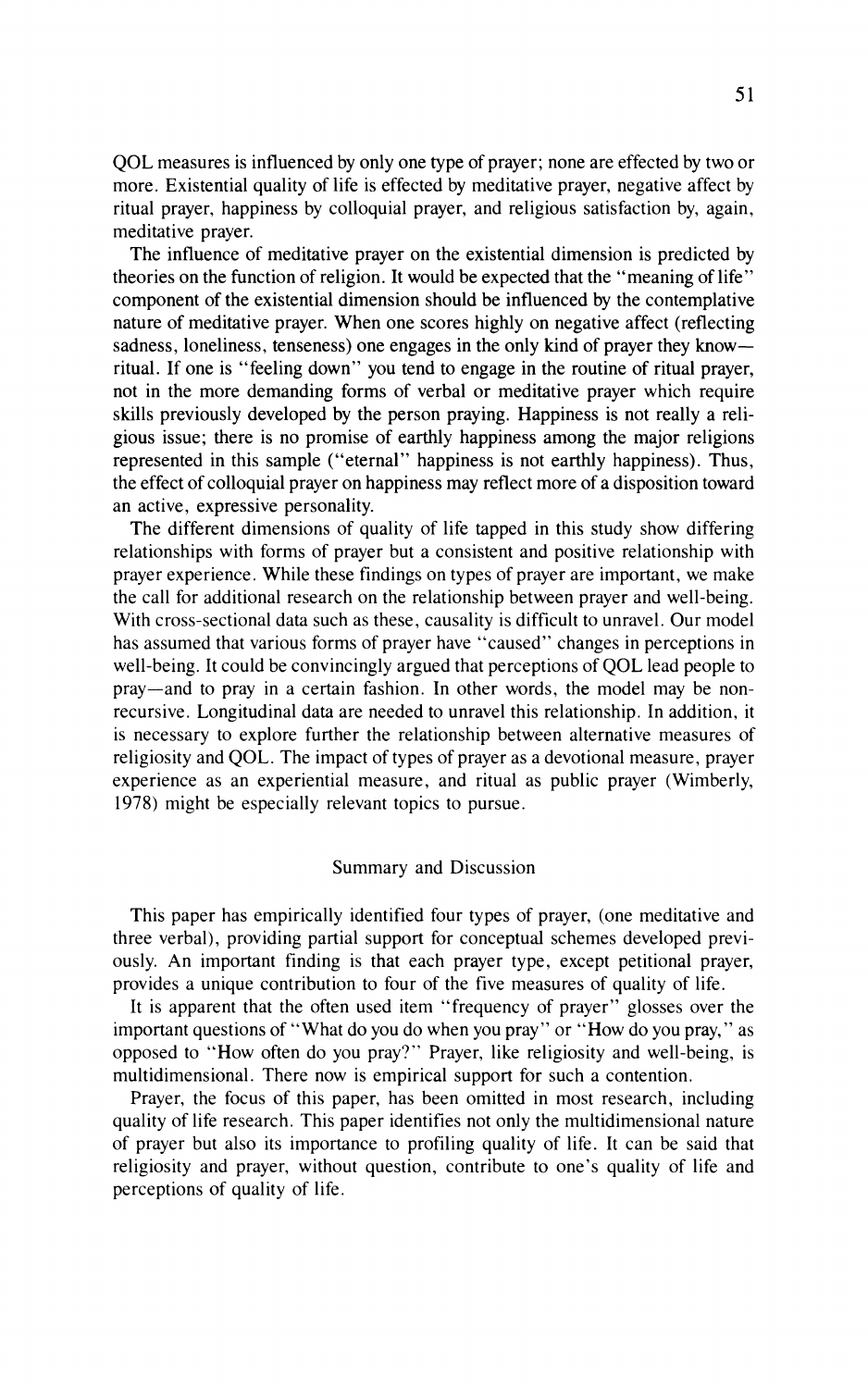QOL measures is influenced by only one type of prayer; none are effected by two or more. Existential quality of life is effected by meditative prayer, negative affect by ritual prayer, happiness by colloquial prayer, and religious satisfaction by, again, meditative prayer.

The influence of meditative prayer on the existential dimension is predicted by theories on the function of religion. It would be expected that the "meaning of life" component of the existential dimension should be influenced by the contemplative nature of meditative prayer. When one scores highly on negative affect (reflecting sadness, loneliness, tenseness) one engages in the only kind of prayer they know—ritual. If one is "feeling down" you tend to engage in the routine of ritual prayer, not in the more demanding forms of verbal or meditative prayer which require skills previously developed by the person praying. Happiness is not really a religious issue; there is no promise of earthly happiness among the major religions represented in this sample ("eternal" happiness is not earthly happiness). Thus, the effect of colloquial prayer on happiness may reflect more of a disposition toward an active, expressive personality.

The different dimensions of quality of life tapped in this study show differing relationships with forms of prayer but a consistent and positive relationship with prayer experience. While these findings on types of prayer are important, we make the call for additional research on the relationship between prayer and well-being. With cross-sectional data such as these, causality is difficult to unravel. Our model has assumed that various forms of prayer have "caused" changes in perceptions in well-being. It could be convincingly argued that perceptions of QOL lead people to pray—and to pray in a certain fashion. In other words, the model may be non-recursive. Longitudinal data are needed to unravel this relationship. In addition, it is necessary to explore further the relationship between alternative measures of religiosity and QOL. The impact of types of prayer as a devotional measure, prayer experience as an experiential measure, and ritual as public prayer (Wimberly, 1978) might be especially relevant topics to pursue.

## Summary and Discussion

This paper has empirically identified four types of prayer, (one meditative and three verbal), providing partial support for conceptual schemes developed previously. An important finding is that each prayer type, except petitional prayer, provides a unique contribution to four of the five measures of quality of life.

It is apparent that the often used item "frequency of prayer" glosses over the important questions of "What do you do when you pray" or "How do you pray," as opposed to "How often do you pray?" Prayer, like religiosity and well-being, is multidimensional. There now is empirical support for such a contention.

Prayer, the focus of this paper, has been omitted in most research, including quality of life research. This paper identifies not only the multidimensional nature of prayer but also its importance to profiling quality of life. It can be said that religiosity and prayer, without question, contribute to one's quality of life and perceptions of quality of life.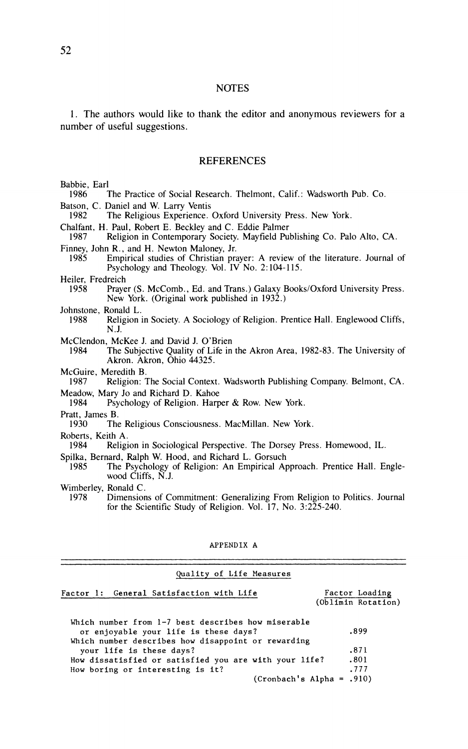## NOTES

1. The authors would like to thank the editor and anonymous reviewers for a number of useful suggestions.

## REFERENCES

Babbie, Earl
1986 The Practice of Social Research. Thelmont, Calif.: Wadsworth Pub. Co.

Batson, C. Daniel and W. Larry Ventis
1982 The Religious Experience. Oxford University Press. New York.

Chalfant, H. Paul, Robert E. Beckley and C. Eddie Palmer
1987 Religion in Contemporary Society. Mayfield Publishing Co. Palo Alto, CA.

Finney, John R., and H. Newton Maloney, Jr.
1985 Empirical studies of Christian prayer: A review of the literature. Journal of Psychology and Theology. Vol. IV No. 2:104-115.

Heiler, Fredreich
1958 Prayer (S. McComb., Ed. and Trans.) Galaxy Books/Oxford University Press. New York. (Original work published in 1932.)

Johnstone, Ronald L.
1988 Religion in Society. A Sociology of Religion. Prentice Hall. Englewood Cliffs, N.J.

McClendon, McKee J. and David J. O'Brien
1984 The Subjective Quality of Life in the Akron Area, 1982-83. The University of Akron. Akron, Ohio 44325.

McGuire, Meredith B.
1987 Religion: The Social Context. Wadsworth Publishing Company. Belmont, CA.

Meadow, Mary Jo and Richard D. Kahoe
1984 Psychology of Religion. Harper & Row. New York.

Pratt, James B.
1930 The Religious Consciousness. MacMillan. New York.

Roberts, Keith A.
1984 Religion in Sociological Perspective. The Dorsey Press. Homewood, IL.

Spilka, Bernard, Ralph W. Hood, and Richard L. Gorsuch
1985 The Psychology of Religion: An Empirical Approach. Prentice Hall. Englewood Cliffs, N.J.

Wimberley, Ronald C.
1978 Dimensions of Commitment: Generalizing From Religion to Politics. Journal for the Scientific Study of Religion. Vol. 17, No. 3:225-240.

## APPENDIX A

Quality of Life Measures

| Factor 1: General Satisfaction with Life | Factor Loading (Oblimin Rotation) |
|---|---|
| Which number from 1-7 best describes how miserable or enjoyable your life is these days? | .899 |
| Which number describes how disappoint or rewarding your life is these days? | .871 |
| How dissatisfied or satisfied you are with your life? | .801 |
| How boring or interesting is it? | .777 |
| (Cronbach's Alpha = .910) | |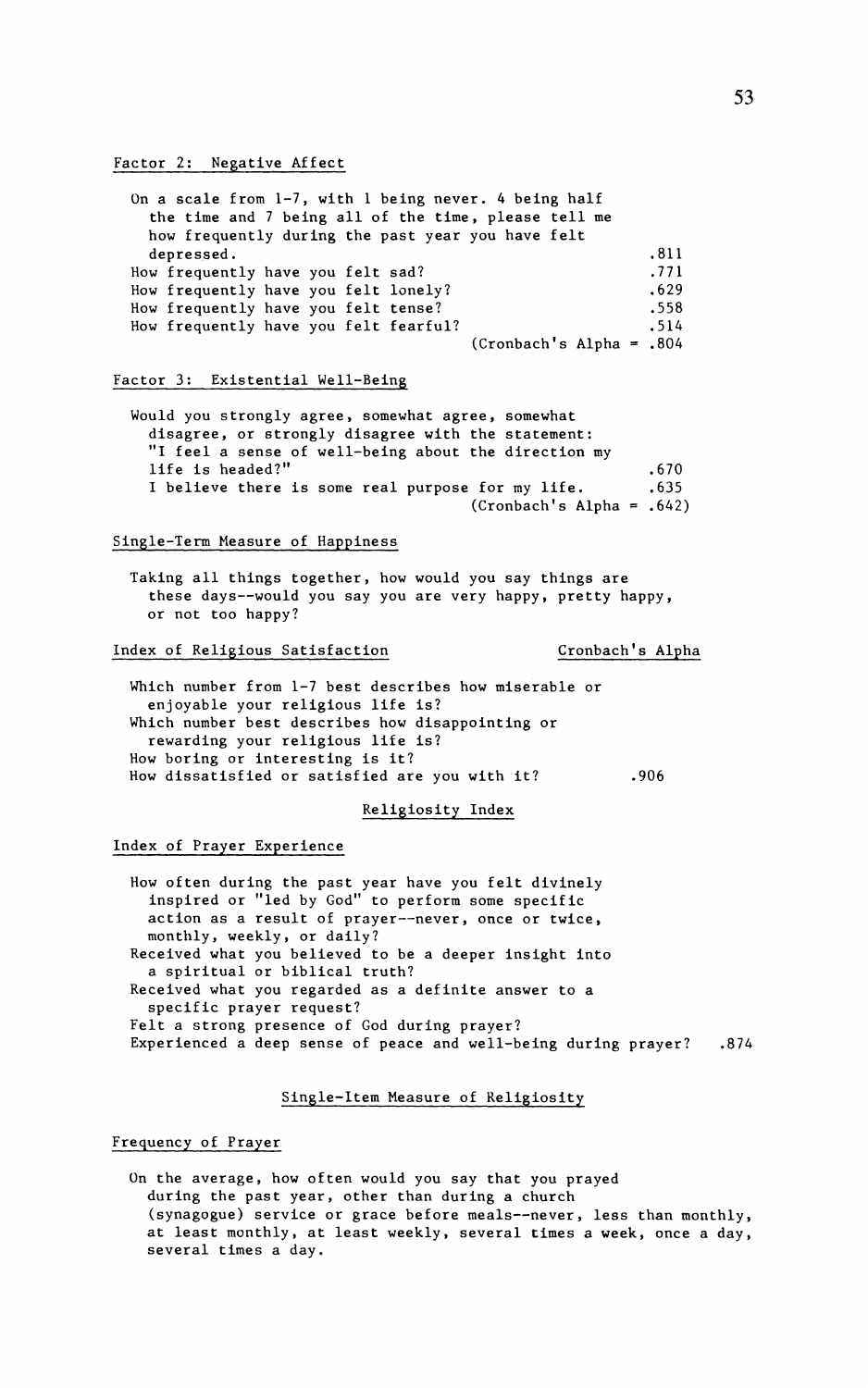Factor 2: Negative Affect

| | |
|---|---|
| On a scale from 1-7, with 1 being never. 4 being half the time and 7 being all of the time, please tell me how frequently during the past year you have felt depressed. | .811 |
| How frequently have you felt sad? | .771 |
| How frequently have you felt lonely? | .629 |
| How frequently have you felt tense? | .558 |
| How frequently have you felt fearful? | .514 |
| (Cronbach's Alpha = | .804 |

Factor 3: Existential Well-Being

| | |
|---|---|
| Would you strongly agree, somewhat agree, somewhat disagree, or strongly disagree with the statement: "I feel a sense of well-being about the direction my life is headed?" | .670 |
| I believe there is some real purpose for my life. | .635 |
| (Cronbach's Alpha = | .642) |

Single-Term Measure of Happiness

Taking all things together, how would you say things are these days--would you say you are very happy, pretty happy, or not too happy?

| Index of Religious Satisfaction | Cronbach's Alpha |
|---|---|
| Which number from 1-7 best describes how miserable or enjoyable your religious life is? | |
| Which number best describes how disappointing or rewarding your religious life is? | |
| How boring or interesting is it? | |
| How dissatisfied or satisfied are you with it? | .906 |

Religiosity Index

Index of Prayer Experience

| | |
|---|---|
| How often during the past year have you felt divinely inspired or "led by God" to perform some specific action as a result of prayer--never, once or twice, monthly, weekly, or daily? | |
| Received what you believed to be a deeper insight into a spiritual or biblical truth? | |
| Received what you regarded as a definite answer to a specific prayer request? | |
| Felt a strong presence of God during prayer? | |
| Experienced a deep sense of peace and well-being during prayer? | .874 |

Single-Item Measure of Religiosity

Frequency of Prayer

On the average, how often would you say that you prayed during the past year, other than during a church (synagogue) service or grace before meals--never, less than monthly, at least monthly, at least weekly, several times a week, once a day, several times a day.